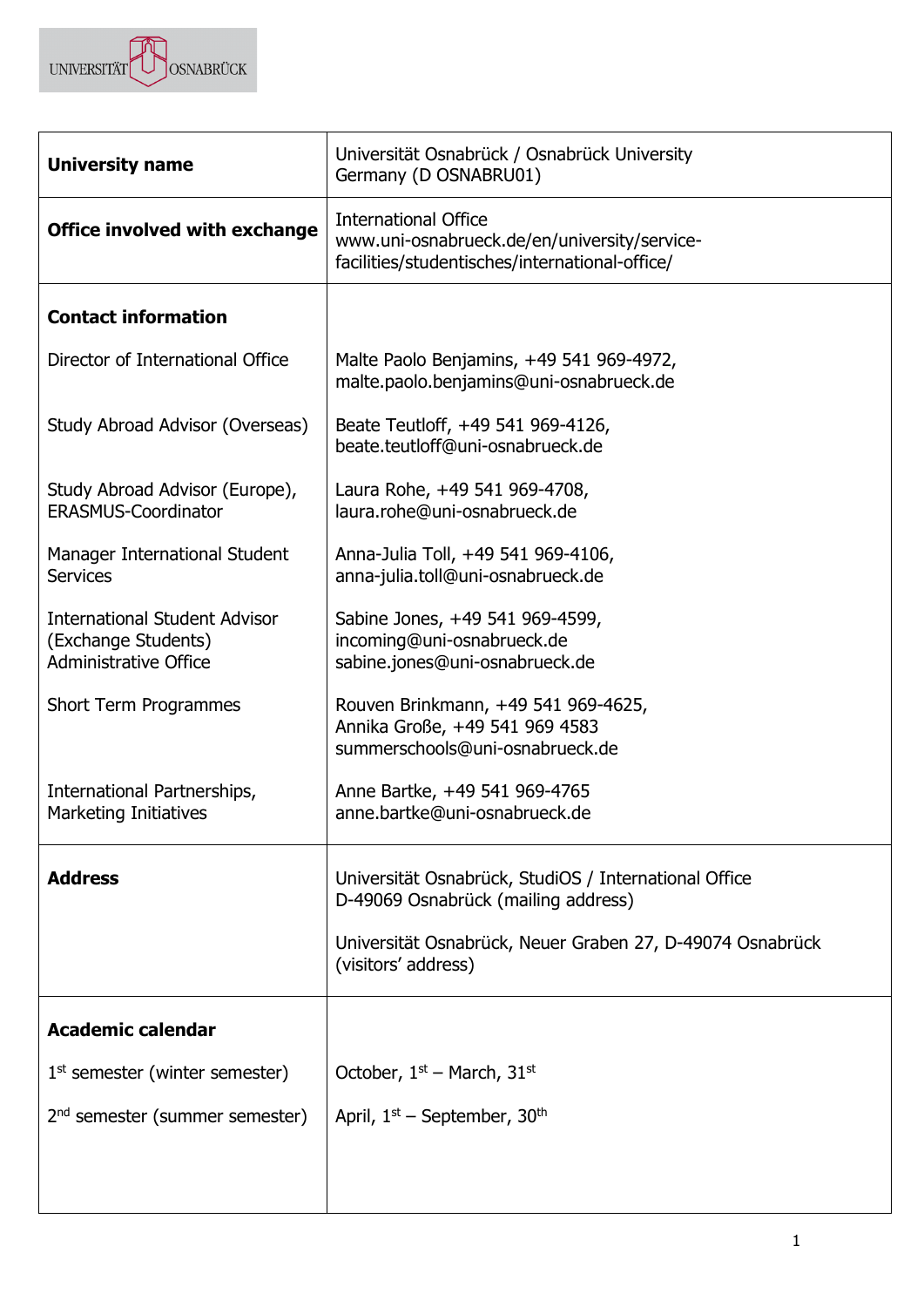| | |
|---|---|
| **University name** | Universität Osnabrück / Osnabrück University<br>Germany (D OSNABRU01) |
| **Office involved with exchange** | International Office<br>www.uni-osnabrueck.de/en/university/service-facilities/studentisches/international-office/ |
| **Contact information** | |
| Director of International Office | Malte Paolo Benjamins, +49 541 969-4972, malte.paolo.benjamins@uni-osnabrueck.de |
| Study Abroad Advisor (Overseas) | Beate Teutloff, +49 541 969-4126, beate.teutloff@uni-osnabrueck.de |
| Study Abroad Advisor (Europe), ERASMUS-Coordinator | Laura Rohe, +49 541 969-4708, laura.rohe@uni-osnabrueck.de |
| Manager International Student Services | Anna-Julia Toll, +49 541 969-4106, anna-julia.toll@uni-osnabrueck.de |
| International Student Advisor (Exchange Students) Administrative Office | Sabine Jones, +49 541 969-4599, incoming@uni-osnabrueck.de<br>sabine.jones@uni-osnabrueck.de |
| Short Term Programmes | Rouven Brinkmann, +49 541 969-4625,<br>Annika Große, +49 541 969 4583<br>summerschools@uni-osnabrueck.de |
| International Partnerships, Marketing Initiatives | Anne Bartke, +49 541 969-4765<br>anne.bartke@uni-osnabrueck.de |
| **Address** | Universität Osnabrück, StudiOS / International Office<br>D-49069 Osnabrück (mailing address)<br><br>Universität Osnabrück, Neuer Graben 27, D-49074 Osnabrück (visitors' address) |
| **Academic calendar** | |
| 1st semester (winter semester) | October, 1st – March, 31st |
| 2nd semester (summer semester) | April, 1st – September, 30th |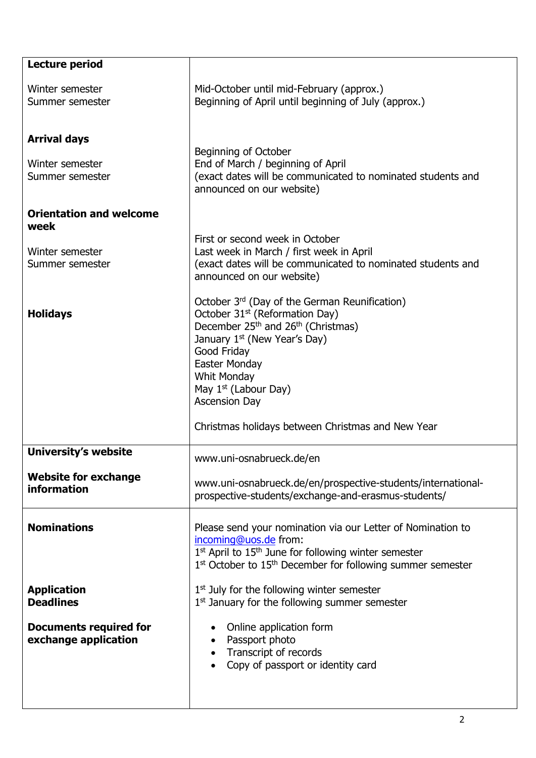| | |
|---|---|
| **Lecture period**<br><br>Winter semester<br>Summer semester | <br><br>Mid-October until mid-February (approx.)<br>Beginning of April until beginning of July (approx.) |
| **Arrival days**<br><br>Winter semester<br>Summer semester | <br>Beginning of October<br>End of March / beginning of April<br>(exact dates will be communicated to nominated students and announced on our website) |
| **Orientation and welcome week**<br><br>Winter semester<br>Summer semester | <br>First or second week in October<br>Last week in March / first week in April<br>(exact dates will be communicated to nominated students and announced on our website) |
| **Holidays** | October 3rd (Day of the German Reunification)<br>October 31st (Reformation Day)<br>December 25th and 26th (Christmas)<br>January 1st (New Year's Day)<br>Good Friday<br>Easter Monday<br>Whit Monday<br>May 1st (Labour Day)<br>Ascension Day<br><br>Christmas holidays between Christmas and New Year |
| **University's website**<br><br>**Website for exchange information** | www.uni-osnabrueck.de/en<br><br>www.uni-osnabrueck.de/en/prospective-students/international-prospective-students/exchange-and-erasmus-students/ |
| **Nominations** | Please send your nomination via our Letter of Nomination to incoming@uos.de from:<br>1st April to 15th June for following winter semester<br>1st October to 15th December for following summer semester |
| **Application Deadlines** | 1st July for the following winter semester<br>1st January for the following summer semester |
| **Documents required for exchange application** | • Online application form<br>• Passport photo<br>• Transcript of records<br>• Copy of passport or identity card |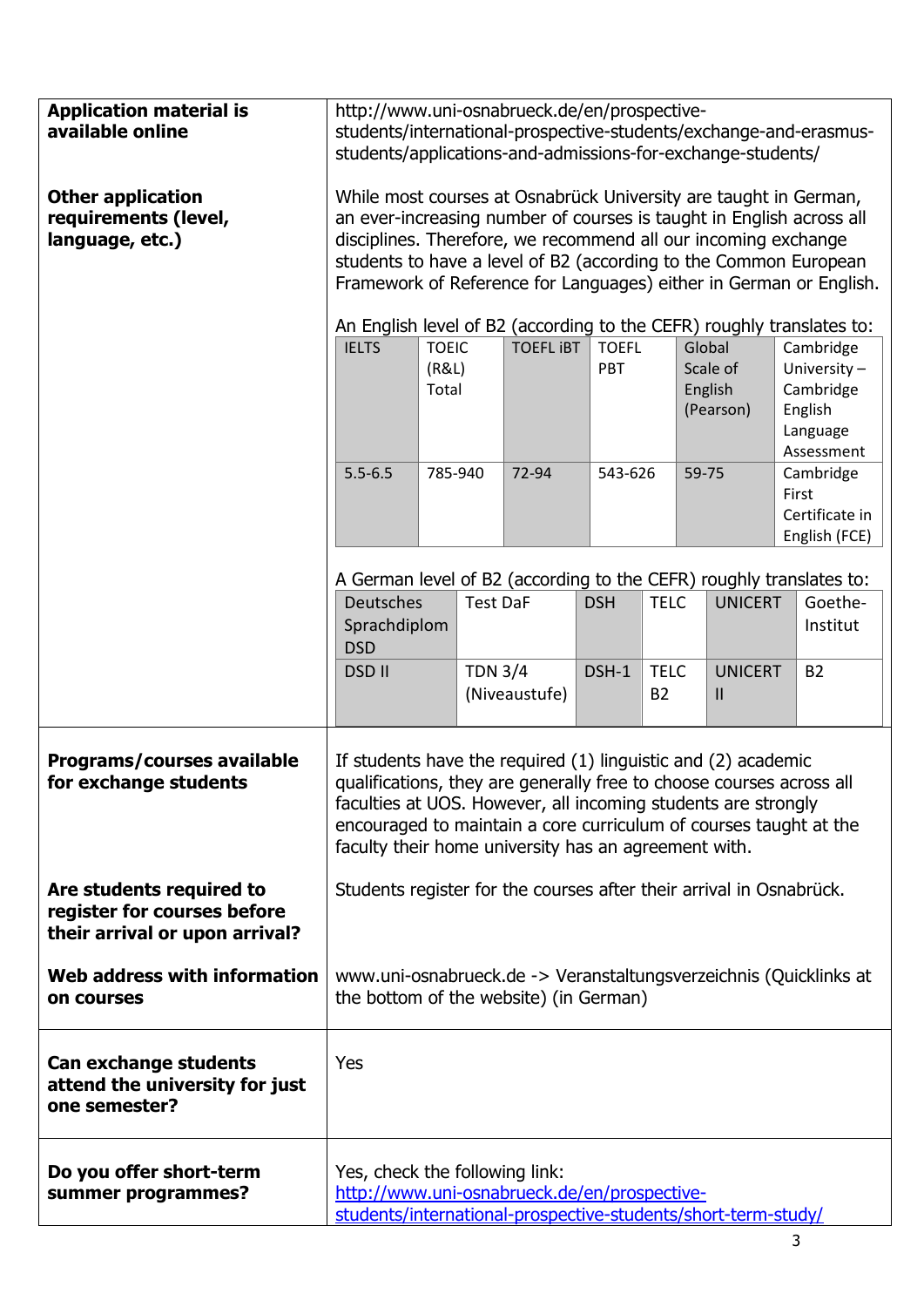| | |
|---|---|
| **Application material is available online** | http://www.uni-osnabrueck.de/en/prospective-students/international-prospective-students/exchange-and-erasmus-students/applications-and-admissions-for-exchange-students/ |
| **Other application requirements (level, language, etc.)** | While most courses at Osnabrück University are taught in German, an ever-increasing number of courses is taught in English across all disciplines. Therefore, we recommend all our incoming exchange students to have a level of B2 (according to the Common European Framework of Reference for Languages) either in German or English. |

An English level of B2 (according to the CEFR) roughly translates to:

| IELTS | TOEIC (R&L) Total | TOEFL iBT | TOEFL PBT | Global Scale of English (Pearson) | Cambridge University – Cambridge English Language Assessment |
|---|---|---|---|---|---|
| 5.5-6.5 | 785-940 | 72-94 | 543-626 | 59-75 | Cambridge First Certificate in English (FCE) |

A German level of B2 (according to the CEFR) roughly translates to:

| Deutsches Sprachdiplom DSD | Test DaF | DSH | TELC | UNICERT | Goethe-Institut |
|---|---|---|---|---|---|
| DSD II | TDN 3/4 (Niveaustufe) | DSH-1 | TELC B2 | UNICERT II | B2 |

| | |
|---|---|
| **Programs/courses available for exchange students** | If students have the required (1) linguistic and (2) academic qualifications, they are generally free to choose courses across all faculties at UOS. However, all incoming students are strongly encouraged to maintain a core curriculum of courses taught at the faculty their home university has an agreement with. |
| **Are students required to register for courses before their arrival or upon arrival?** | Students register for the courses after their arrival in Osnabrück. |
| **Web address with information on courses** | www.uni-osnabrueck.de -> Veranstaltungsverzeichnis (Quicklinks at the bottom of the website) (in German) |
| **Can exchange students attend the university for just one semester?** | Yes |
| **Do you offer short-term summer programmes?** | Yes, check the following link: http://www.uni-osnabrueck.de/en/prospective-students/international-prospective-students/short-term-study/ |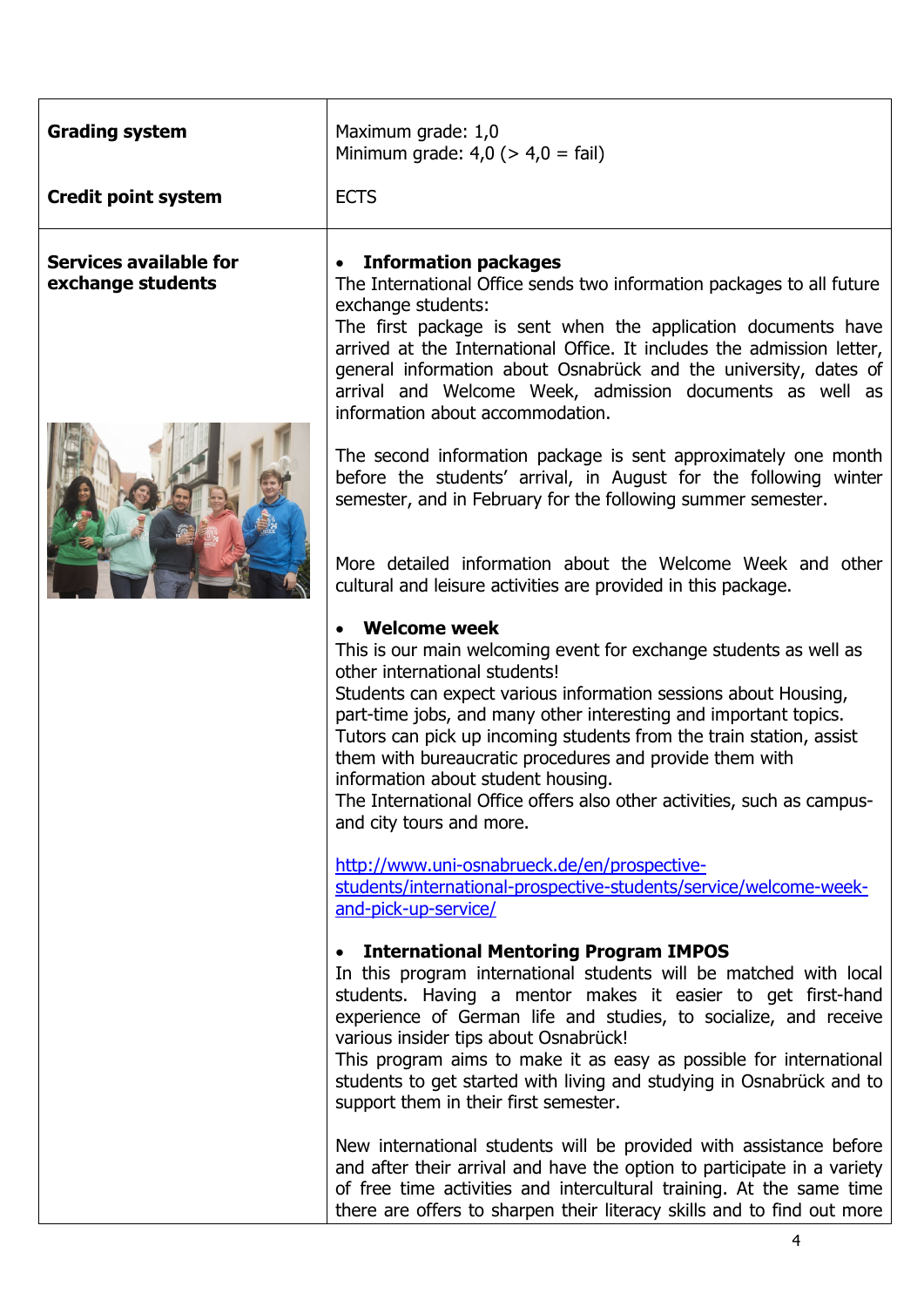| | |
|---|---|
| **Grading system** | Maximum grade: 1,0<br>Minimum grade: 4,0 (> 4,0 = fail) |
| **Credit point system** | ECTS |
| **Services available for exchange students** | • **Information packages**<br>The International Office sends two information packages to all future exchange students:<br>The first package is sent when the application documents have arrived at the International Office. It includes the admission letter, general information about Osnabrück and the university, dates of arrival and Welcome Week, admission documents as well as information about accommodation.<br><br>The second information package is sent approximately one month before the students' arrival, in August for the following winter semester, and in February for the following summer semester.<br><br>More detailed information about the Welcome Week and other cultural and leisure activities are provided in this package.<br><br>• **Welcome week**<br>This is our main welcoming event for exchange students as well as other international students!<br>Students can expect various information sessions about Housing, part-time jobs, and many other interesting and important topics.<br>Tutors can pick up incoming students from the train station, assist them with bureaucratic procedures and provide them with information about student housing.<br>The International Office offers also other activities, such as campus- and city tours and more.<br><br>http://www.uni-osnabrueck.de/en/prospective-students/international-prospective-students/service/welcome-week-and-pick-up-service/<br><br>• **International Mentoring Program IMPOS**<br>In this program international students will be matched with local students. Having a mentor makes it easier to get first-hand experience of German life and studies, to socialize, and receive various insider tips about Osnabrück!<br>This program aims to make it as easy as possible for international students to get started with living and studying in Osnabrück and to support them in their first semester.<br><br>New international students will be provided with assistance before and after their arrival and have the option to participate in a variety of free time activities and intercultural training. At the same time there are offers to sharpen their literacy skills and to find out more |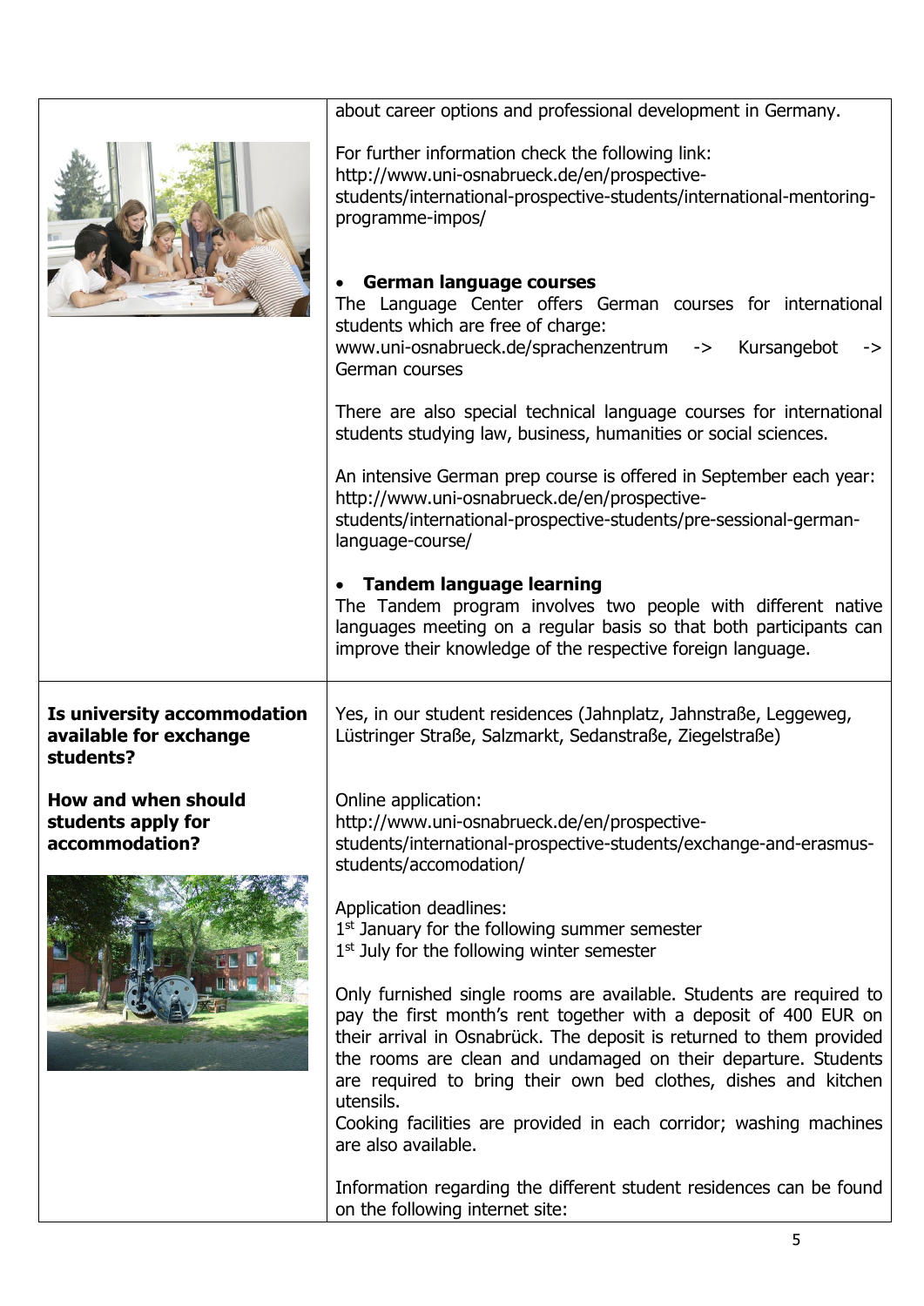| | |
|---|---|
| | about career options and professional development in Germany.<br><br>For further information check the following link: http://www.uni-osnabrueck.de/en/prospective-students/international-prospective-students/international-mentoring-programme-impos/<br><br>• **German language courses**<br>The Language Center offers German courses for international students which are free of charge: www.uni-osnabrueck.de/sprachenzentrum -> Kursangebot -> German courses<br><br>There are also special technical language courses for international students studying law, business, humanities or social sciences.<br><br>An intensive German prep course is offered in September each year: http://www.uni-osnabrueck.de/en/prospective-students/international-prospective-students/pre-sessional-german-language-course/<br><br>• **Tandem language learning**<br>The Tandem program involves two people with different native languages meeting on a regular basis so that both participants can improve their knowledge of the respective foreign language. |
| **Is university accommodation available for exchange students?**<br><br>**How and when should students apply for accommodation?** | Yes, in our student residences (Jahnplatz, Jahnstraße, Leggeweg, Lüstringer Straße, Salzmarkt, Sedanstraße, Ziegelstraße)<br><br>Online application: http://www.uni-osnabrueck.de/en/prospective-students/international-prospective-students/exchange-and-erasmus-students/accomodation/<br><br>Application deadlines:<br>1st January for the following summer semester<br>1st July for the following winter semester<br><br>Only furnished single rooms are available. Students are required to pay the first month's rent together with a deposit of 400 EUR on their arrival in Osnabrück. The deposit is returned to them provided the rooms are clean and undamaged on their departure. Students are required to bring their own bed clothes, dishes and kitchen utensils.<br>Cooking facilities are provided in each corridor; washing machines are also available.<br><br>Information regarding the different student residences can be found on the following internet site: |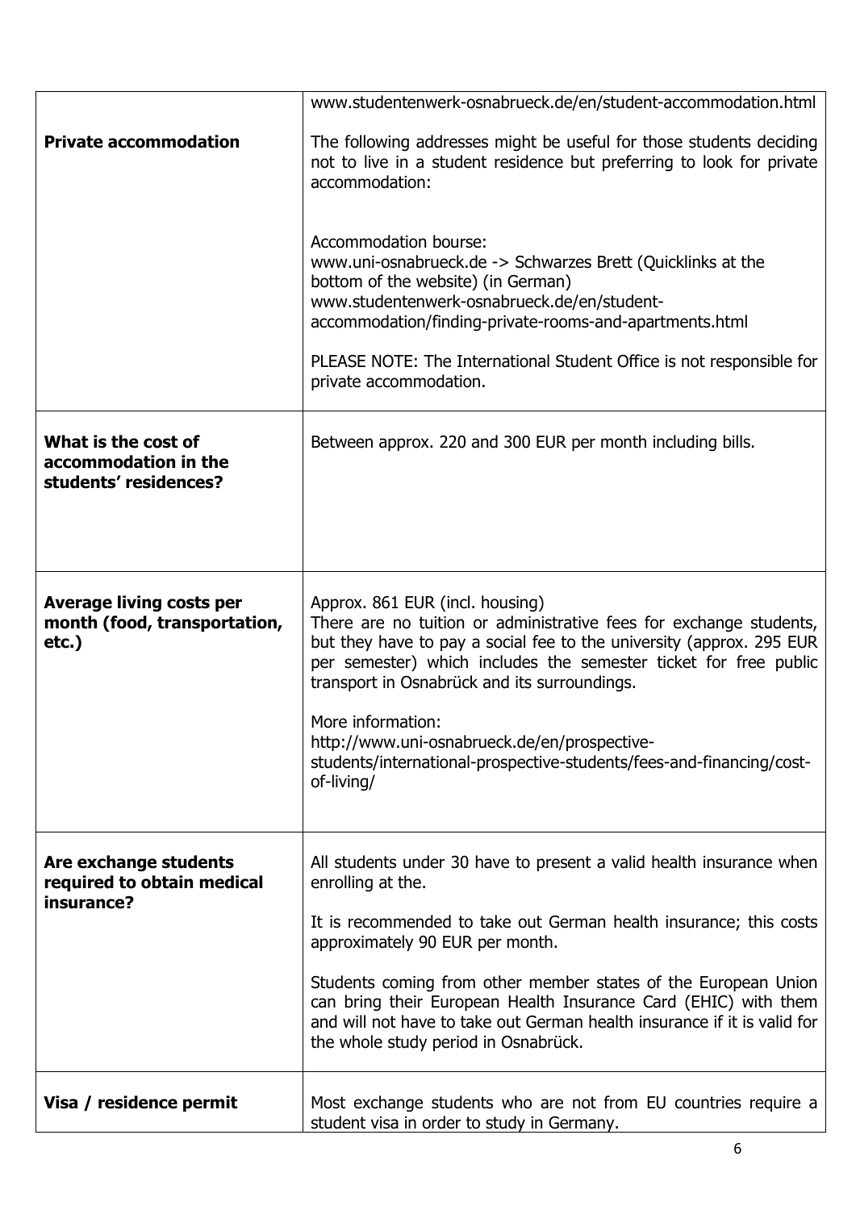| | |
|---|---|
| | www.studentenwerk-osnabrueck.de/en/student-accommodation.html |
| **Private accommodation** | The following addresses might be useful for those students deciding not to live in a student residence but preferring to look for private accommodation:<br><br>Accommodation bourse:<br>www.uni-osnabrueck.de -> Schwarzes Brett (Quicklinks at the bottom of the website) (in German)<br>www.studentenwerk-osnabrueck.de/en/student-accommodation/finding-private-rooms-and-apartments.html<br><br>PLEASE NOTE: The International Student Office is not responsible for private accommodation. |
| **What is the cost of accommodation in the students' residences?** | Between approx. 220 and 300 EUR per month including bills. |
| **Average living costs per month (food, transportation, etc.)** | Approx. 861 EUR (incl. housing)<br>There are no tuition or administrative fees for exchange students, but they have to pay a social fee to the university (approx. 295 EUR per semester) which includes the semester ticket for free public transport in Osnabrück and its surroundings.<br><br>More information:<br>http://www.uni-osnabrueck.de/en/prospective-students/international-prospective-students/fees-and-financing/cost-of-living/ |
| **Are exchange students required to obtain medical insurance?** | All students under 30 have to present a valid health insurance when enrolling at the.<br><br>It is recommended to take out German health insurance; this costs approximately 90 EUR per month.<br><br>Students coming from other member states of the European Union can bring their European Health Insurance Card (EHIC) with them and will not have to take out German health insurance if it is valid for the whole study period in Osnabrück. |
| **Visa / residence permit** | Most exchange students who are not from EU countries require a student visa in order to study in Germany. |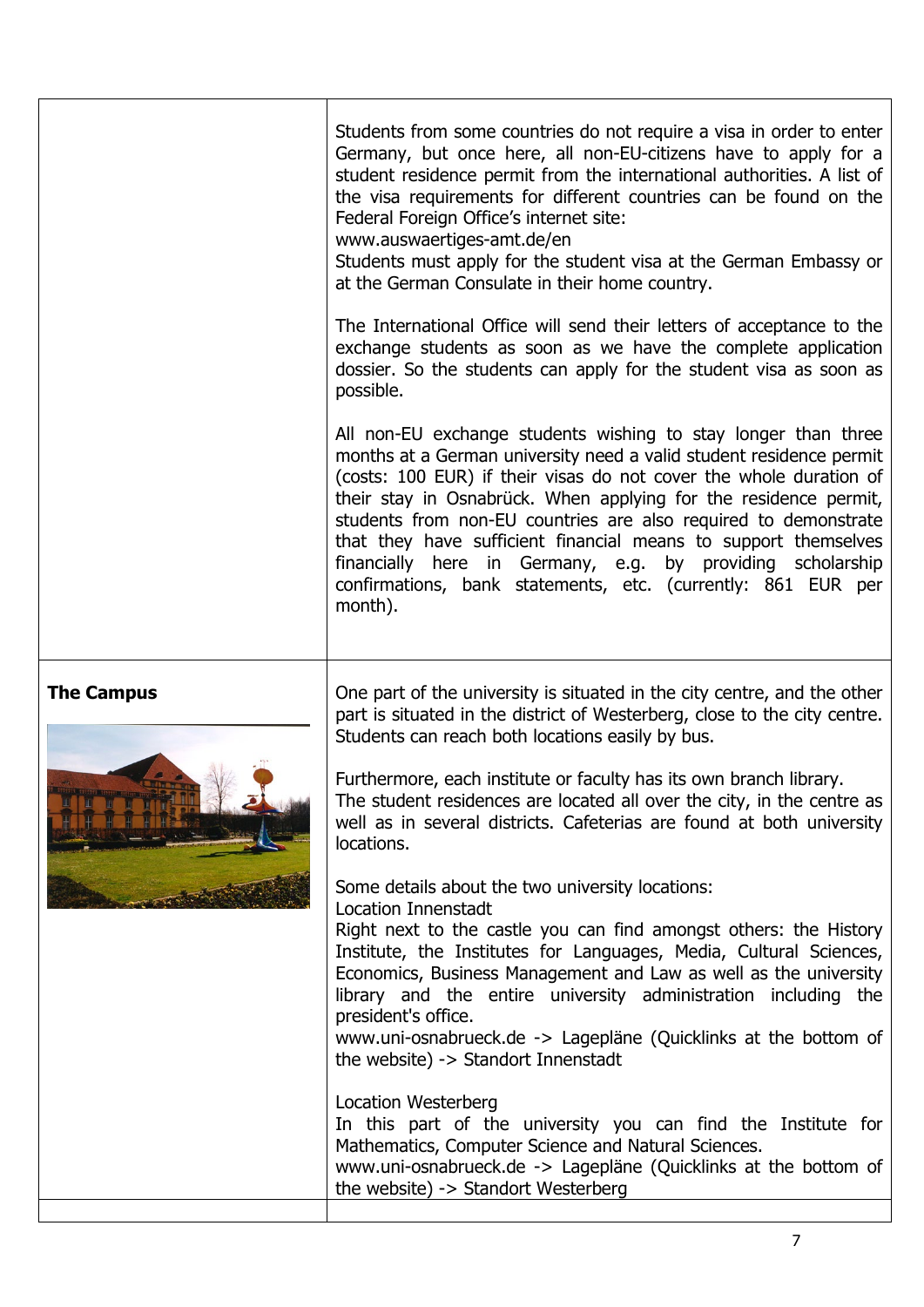Students from some countries do not require a visa in order to enter Germany, but once here, all non-EU-citizens have to apply for a student residence permit from the international authorities. A list of the visa requirements for different countries can be found on the Federal Foreign Office's internet site:
www.auswaertiges-amt.de/en
Students must apply for the student visa at the German Embassy or at the German Consulate in their home country.

The International Office will send their letters of acceptance to the exchange students as soon as we have the complete application dossier. So the students can apply for the student visa as soon as possible.

All non-EU exchange students wishing to stay longer than three months at a German university need a valid student residence permit (costs: 100 EUR) if their visas do not cover the whole duration of their stay in Osnabrück. When applying for the residence permit, students from non-EU countries are also required to demonstrate that they have sufficient financial means to support themselves financially here in Germany, e.g. by providing scholarship confirmations, bank statements, etc. (currently: 861 EUR per month).

## The Campus

One part of the university is situated in the city centre, and the other part is situated in the district of Westerberg, close to the city centre. Students can reach both locations easily by bus.

Furthermore, each institute or faculty has its own branch library.
The student residences are located all over the city, in the centre as well as in several districts. Cafeterias are found at both university locations.

Some details about the two university locations:
Location Innenstadt
Right next to the castle you can find amongst others: the History Institute, the Institutes for Languages, Media, Cultural Sciences, Economics, Business Management and Law as well as the university library and the entire university administration including the president's office.
www.uni-osnabrueck.de -> Lagepläne (Quicklinks at the bottom of the website) -> Standort Innenstadt

Location Westerberg
In this part of the university you can find the Institute for Mathematics, Computer Science and Natural Sciences.
www.uni-osnabrueck.de -> Lagepläne (Quicklinks at the bottom of the website) -> Standort Westerberg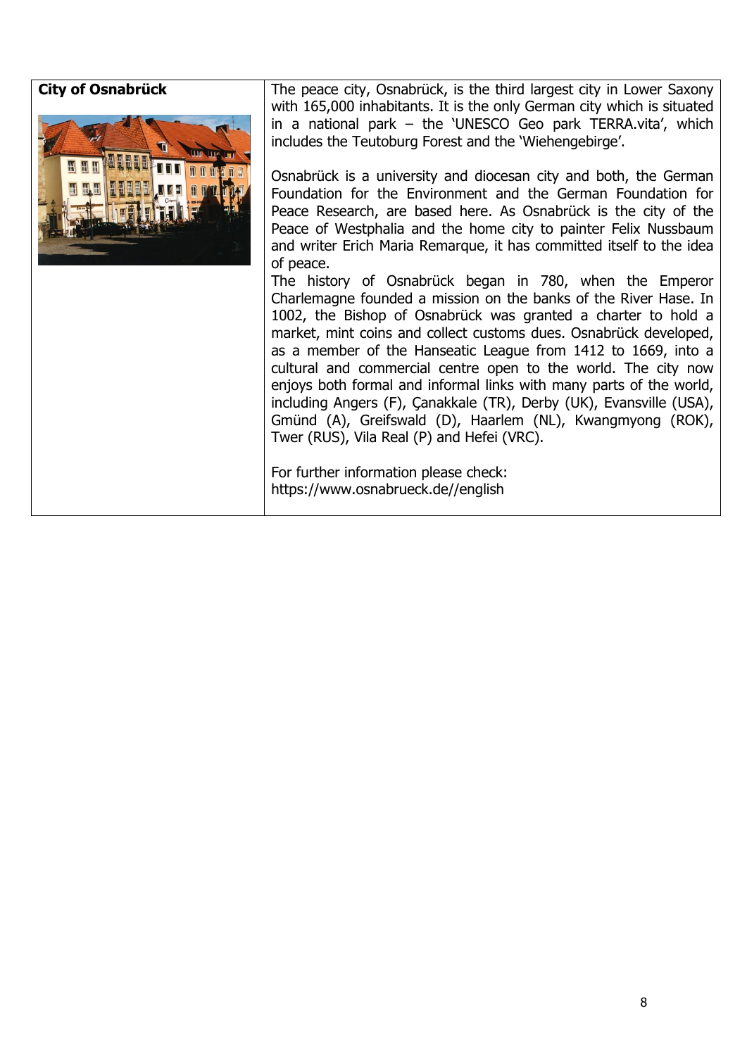| City of Osnabrück | The peace city, Osnabrück, is the third largest city in Lower Saxony with 165,000 inhabitants. It is the only German city which is situated in a national park – the 'UNESCO Geo park TERRA.vita', which includes the Teutoburg Forest and the 'Wiehengebirge'.<br><br>Osnabrück is a university and diocesan city and both, the German Foundation for the Environment and the German Foundation for Peace Research, are based here. As Osnabrück is the city of the Peace of Westphalia and the home city to painter Felix Nussbaum and writer Erich Maria Remarque, it has committed itself to the idea of peace.<br>The history of Osnabrück began in 780, when the Emperor Charlemagne founded a mission on the banks of the River Hase. In 1002, the Bishop of Osnabrück was granted a charter to hold a market, mint coins and collect customs dues. Osnabrück developed, as a member of the Hanseatic League from 1412 to 1669, into a cultural and commercial centre open to the world. The city now enjoys both formal and informal links with many parts of the world, including Angers (F), Çanakkale (TR), Derby (UK), Evansville (USA), Gmünd (A), Greifswald (D), Haarlem (NL), Kwangmyong (ROK), Twer (RUS), Vila Real (P) and Hefei (VRC).<br><br>For further information please check:<br>https://www.osnabrueck.de//english |
|---|---|